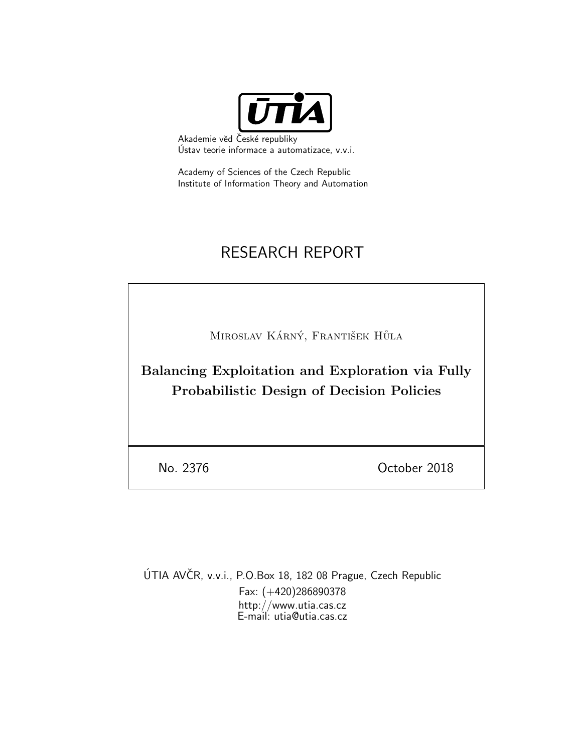ŪTIA

Akademie věd České republiky
Ústav teorie informace a automatizace, v.v.i.

Academy of Sciences of the Czech Republic
Institute of Information Theory and Automation

# RESEARCH REPORT

Miroslav Kárný, František Hůla

## Balancing Exploitation and Exploration via Fully Probabilistic Design of Decision Policies

No. 2376 October 2018

ÚTIA AVČR, v.v.i., P.O.Box 18, 182 08 Prague, Czech Republic
Fax: (+420)286890378
http://www.utia.cas.cz
E-mail: utia@utia.cas.cz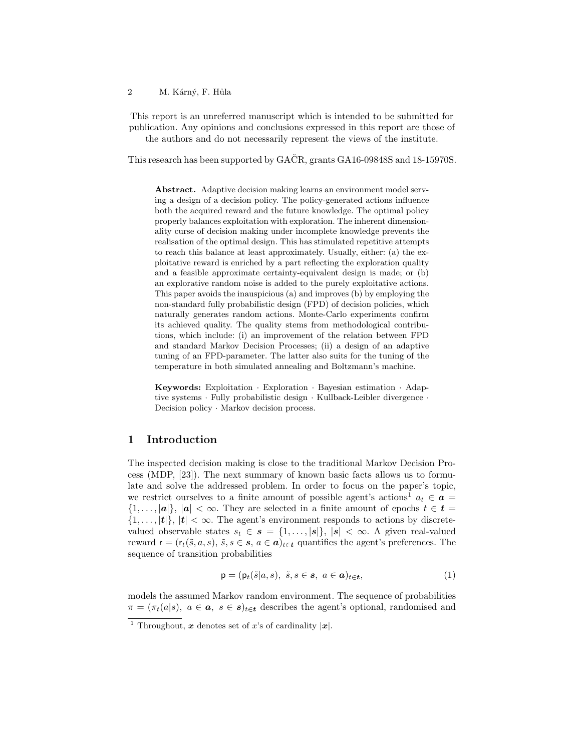This report is an unreferred manuscript which is intended to be submitted for publication. Any opinions and conclusions expressed in this report are those of the authors and do not necessarily represent the views of the institute.

This research has been supported by GAČR, grants GA16-09848S and 18-15970S.

**Abstract.** Adaptive decision making learns an environment model serving a design of a decision policy. The policy-generated actions influence both the acquired reward and the future knowledge. The optimal policy properly balances exploitation with exploration. The inherent dimensionality curse of decision making under incomplete knowledge prevents the realisation of the optimal design. This has stimulated repetitive attempts to reach this balance at least approximately. Usually, either: (a) the exploitative reward is enriched by a part reflecting the exploration quality and a feasible approximate certainty-equivalent design is made; or (b) an explorative random noise is added to the purely exploitative actions. This paper avoids the inauspicious (a) and improves (b) by employing the non-standard fully probabilistic design (FPD) of decision policies, which naturally generates random actions. Monte-Carlo experiments confirm its achieved quality. The quality stems from methodological contributions, which include: (i) an improvement of the relation between FPD and standard Markov Decision Processes; (ii) a design of an adaptive tuning of an FPD-parameter. The latter also suits for the tuning of the temperature in both simulated annealing and Boltzmann's machine.

**Keywords:** Exploitation · Exploration · Bayesian estimation · Adaptive systems · Fully probabilistic design · Kullback-Leibler divergence · Decision policy · Markov decision process.

## 1 Introduction

The inspected decision making is close to the traditional Markov Decision Process (MDP, [23]). The next summary of known basic facts allows us to formulate and solve the addressed problem. In order to focus on the paper's topic, we restrict ourselves to a finite amount of possible agent's actions[1] $a_t \in \boldsymbol{a} = \{1, \ldots, |\boldsymbol{a}|\}$, $|\boldsymbol{a}| < \infty$. They are selected in a finite amount of epochs $t \in \boldsymbol{t} = \{1, \ldots, |\boldsymbol{t}|\}$, $|\boldsymbol{t}| < \infty$. The agent's environment responds to actions by discrete-valued observable states $s_t \in \boldsymbol{s} = \{1, \ldots, |\boldsymbol{s}|\}$, $|\boldsymbol{s}| < \infty$. A given real-valued reward $\mathsf{r} = (\mathsf{r}_t(\tilde{s}, a, s),\ \tilde{s}, s \in \boldsymbol{s},\ a \in \boldsymbol{a})_{t \in \boldsymbol{t}}$ quantifies the agent's preferences. The sequence of transition probabilities

$$\mathsf{p} = (\mathsf{p}_t(\tilde{s}|a, s),\ \tilde{s}, s \in \boldsymbol{s},\ a \in \boldsymbol{a})_{t \in \boldsymbol{t}}, \tag{1}$$

models the assumed Markov random environment. The sequence of probabilities $\pi = (\pi_t(a|s),\ a \in \boldsymbol{a},\ s \in \boldsymbol{s})_{t \in \boldsymbol{t}}$ describes the agent's optional, randomised and

[1] Throughout, $\boldsymbol{x}$ denotes set of $x$'s of cardinality $|\boldsymbol{x}|$.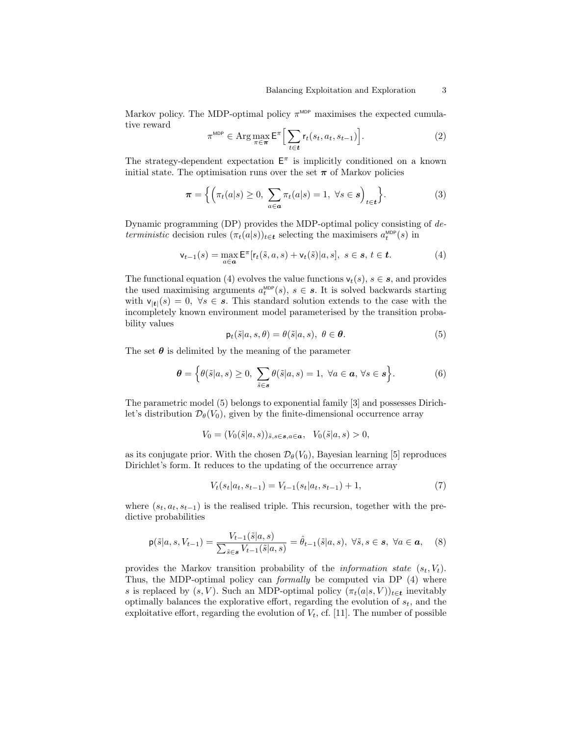Markov policy. The MDP-optimal policy $\pi^{\mathsf{MDP}}$ maximises the expected cumulative reward

$$\pi^{\mathsf{MDP}} \in \operatorname{Arg}\max_{\pi \in \boldsymbol{\pi}} \mathsf{E}^{\pi}\Big[\sum_{t \in \boldsymbol{t}} \mathsf{r}_t(s_t, a_t, s_{t-1})\Big]. \tag{2}$$

The strategy-dependent expectation $\mathsf{E}^{\pi}$ is implicitly conditioned on a known initial state. The optimisation runs over the set $\boldsymbol{\pi}$ of Markov policies

$$\boldsymbol{\pi} = \Big\{ \Big( \pi_t(a|s) \geq 0, \ \sum_{a \in \boldsymbol{a}} \pi_t(a|s) = 1, \ \forall s \in \boldsymbol{s} \Big)_{t \in \boldsymbol{t}} \Big\}. \tag{3}$$

Dynamic programming (DP) provides the MDP-optimal policy consisting of *deterministic* decision rules $(\pi_t(a|s))_{t \in \boldsymbol{t}}$ selecting the maximisers $a_t^{\mathsf{MDP}}(s)$ in

$$\mathsf{v}_{t-1}(s) = \max_{a \in \boldsymbol{a}} \mathsf{E}^{\pi}[\mathsf{r}_t(\tilde{s}, a, s) + \mathsf{v}_t(\tilde{s})|a, s], \ s \in \boldsymbol{s}, \ t \in \boldsymbol{t}. \tag{4}$$

The functional equation (4) evolves the value functions $\mathsf{v}_t(s)$, $s \in \boldsymbol{s}$, and provides the used maximising arguments $a_t^{\mathsf{MDP}}(s)$, $s \in \boldsymbol{s}$. It is solved backwards starting with $\mathsf{v}_{|\boldsymbol{t}|}(s) = 0, \ \forall s \in \boldsymbol{s}$. This standard solution extends to the case with the incompletely known environment model parameterised by the transition probability values

$$\mathsf{p}_t(\tilde{s}|a, s, \theta) = \theta(\tilde{s}|a, s), \ \theta \in \boldsymbol{\theta}. \tag{5}$$

The set $\boldsymbol{\theta}$ is delimited by the meaning of the parameter

$$\boldsymbol{\theta} = \Big\{ \theta(\tilde{s}|a, s) \geq 0, \ \sum_{\tilde{s} \in \boldsymbol{s}} \theta(\tilde{s}|a, s) = 1, \ \forall a \in \boldsymbol{a}, \ \forall s \in \boldsymbol{s} \Big\}. \tag{6}$$

The parametric model (5) belongs to exponential family [3] and possesses Dirichlet's distribution $\mathcal{D}_{\theta}(V_0)$, given by the finite-dimensional occurrence array

$$V_0 = (V_0(\tilde{s}|a, s))_{\tilde{s}, s \in \boldsymbol{s}, a \in \boldsymbol{a}}, \ \ V_0(\tilde{s}|a, s) > 0,$$

as its conjugate prior. With the chosen $\mathcal{D}_{\theta}(V_0)$, Bayesian learning [5] reproduces Dirichlet's form. It reduces to the updating of the occurrence array

$$V_t(s_t|a_t, s_{t-1}) = V_{t-1}(s_t|a_t, s_{t-1}) + 1, \tag{7}$$

where $(s_t, a_t, s_{t-1})$ is the realised triple. This recursion, together with the predictive probabilities

$$\mathsf{p}(\tilde{s}|a, s, V_{t-1}) = \frac{V_{t-1}(\tilde{s}|a, s)}{\sum_{\tilde{s} \in \boldsymbol{s}} V_{t-1}(\tilde{s}|a, s)} = \hat{\theta}_{t-1}(\tilde{s}|a, s), \ \forall \tilde{s}, s \in \boldsymbol{s}, \ \forall a \in \boldsymbol{a}, \tag{8}$$

provides the Markov transition probability of the *information state* $(s_t, V_t)$. Thus, the MDP-optimal policy can *formally* be computed via DP (4) where $s$ is replaced by $(s, V)$. Such an MDP-optimal policy $(\pi_t(a|s, V))_{t \in \boldsymbol{t}}$ inevitably optimally balances the explorative effort, regarding the evolution of $s_t$, and the exploitative effort, regarding the evolution of $V_t$, cf. [11]. The number of possible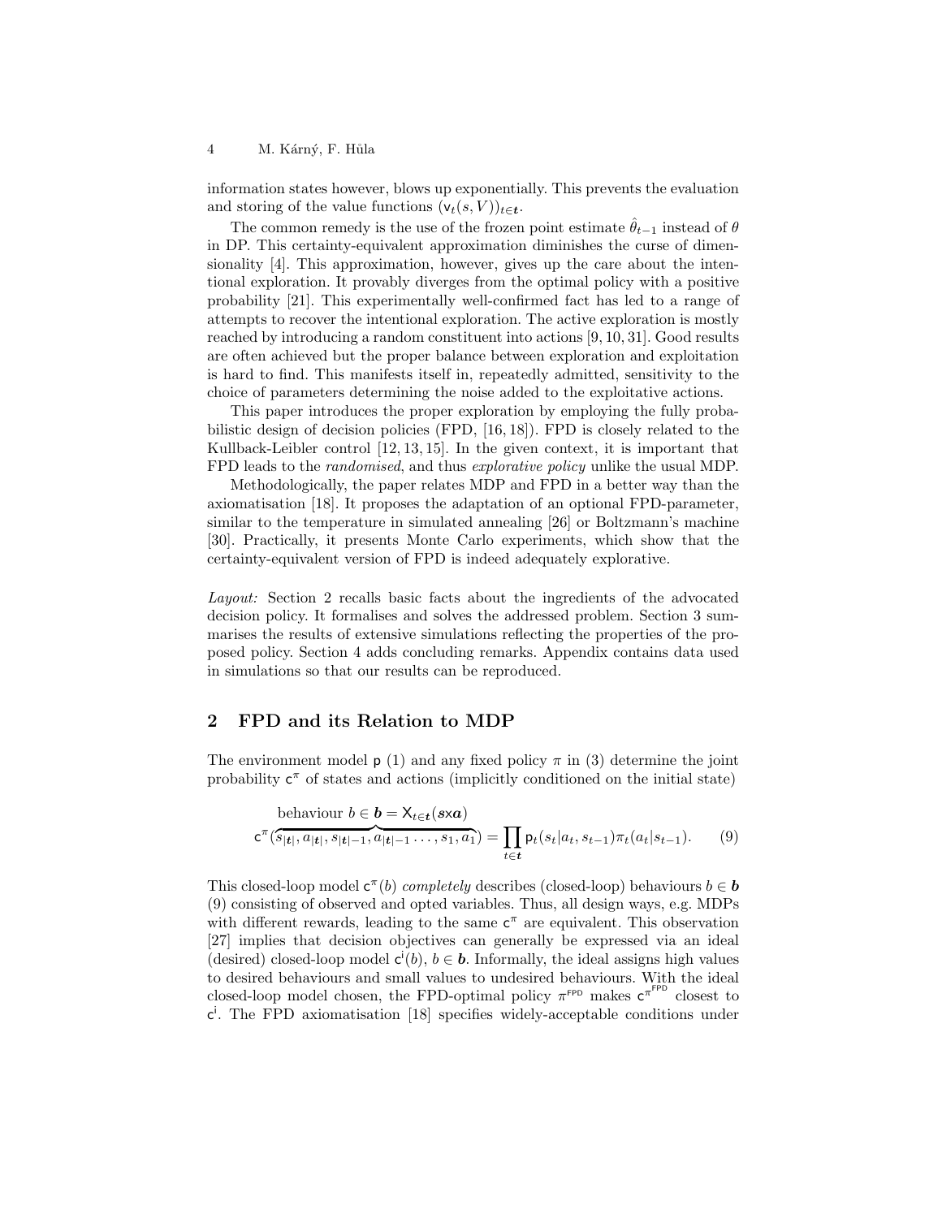information states however, blows up exponentially. This prevents the evaluation and storing of the value functions $(\mathsf{v}_t(s,V))_{t\in\boldsymbol{t}}$.

The common remedy is the use of the frozen point estimate $\hat{\theta}_{t-1}$ instead of $\theta$ in DP. This certainty-equivalent approximation diminishes the curse of dimensionality [4]. This approximation, however, gives up the care about the intentional exploration. It provably diverges from the optimal policy with a positive probability [21]. This experimentally well-confirmed fact has led to a range of attempts to recover the intentional exploration. The active exploration is mostly reached by introducing a random constituent into actions [9, 10, 31]. Good results are often achieved but the proper balance between exploration and exploitation is hard to find. This manifests itself in, repeatedly admitted, sensitivity to the choice of parameters determining the noise added to the exploitative actions.

This paper introduces the proper exploration by employing the fully probabilistic design of decision policies (FPD, [16, 18]). FPD is closely related to the Kullback-Leibler control [12, 13, 15]. In the given context, it is important that FPD leads to the *randomised*, and thus *explorative policy* unlike the usual MDP.

Methodologically, the paper relates MDP and FPD in a better way than the axiomatisation [18]. It proposes the adaptation of an optional FPD-parameter, similar to the temperature in simulated annealing [26] or Boltzmann's machine [30]. Practically, it presents Monte Carlo experiments, which show that the certainty-equivalent version of FPD is indeed adequately explorative.

*Layout:* Section 2 recalls basic facts about the ingredients of the advocated decision policy. It formalises and solves the addressed problem. Section 3 summarises the results of extensive simulations reflecting the properties of the proposed policy. Section 4 adds concluding remarks. Appendix contains data used in simulations so that our results can be reproduced.

## 2 FPD and its Relation to MDP

The environment model $\mathsf{p}$ (1) and any fixed policy $\pi$ in (3) determine the joint probability $\mathsf{c}^{\pi}$ of states and actions (implicitly conditioned on the initial state)

$$\mathsf{c}^{\pi}(\overbrace{s_{|\boldsymbol{t}|}, a_{|\boldsymbol{t}|}, s_{|\boldsymbol{t}|-1}, a_{|\boldsymbol{t}|-1} \ldots, s_1, a_1}^{\text{behaviour } b\in \boldsymbol{b} = \mathsf{X}_{t\in\boldsymbol{t}}(\boldsymbol{s}\times\boldsymbol{a})}) = \prod_{t\in\boldsymbol{t}} \mathsf{p}_t(s_t|a_t, s_{t-1})\pi_t(a_t|s_{t-1}). \qquad (9)$$

This closed-loop model $\mathsf{c}^{\pi}(b)$ *completely* describes (closed-loop) behaviours $b \in \boldsymbol{b}$ (9) consisting of observed and opted variables. Thus, all design ways, e.g. MDPs with different rewards, leading to the same $\mathsf{c}^{\pi}$ are equivalent. This observation [27] implies that decision objectives can generally be expressed via an ideal (desired) closed-loop model $\mathsf{c}^{\mathsf{i}}(b)$, $b \in \boldsymbol{b}$. Informally, the ideal assigns high values to desired behaviours and small values to undesired behaviours. With the ideal closed-loop model chosen, the FPD-optimal policy $\pi^{\mathsf{FPD}}$ makes $\mathsf{c}^{\pi^{\mathsf{FPD}}}$ closest to $\mathsf{c}^{\mathsf{i}}$. The FPD axiomatisation [18] specifies widely-acceptable conditions under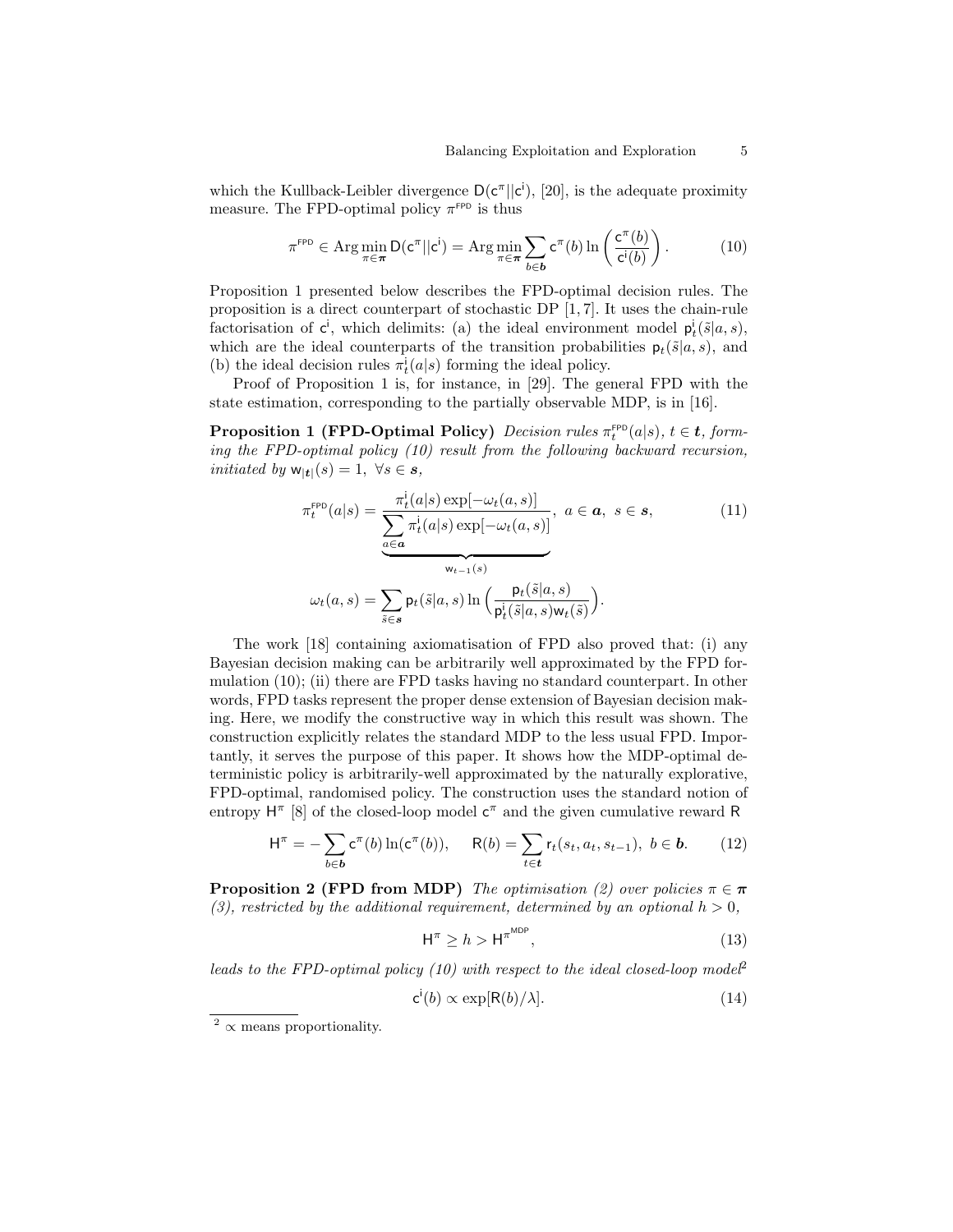which the Kullback-Leibler divergence $\mathsf{D}(\mathsf{c}^{\pi}||\mathsf{c}^{\mathsf{i}})$, [20], is the adequate proximity measure. The FPD-optimal policy $\pi^{\mathsf{FPD}}$ is thus

$$\pi^{\mathsf{FPD}} \in \operatorname{Arg}\min_{\pi \in \boldsymbol{\pi}} \mathsf{D}(\mathsf{c}^{\pi}||\mathsf{c}^{\mathsf{i}}) = \operatorname{Arg}\min_{\pi \in \boldsymbol{\pi}} \sum_{b \in \boldsymbol{b}} \mathsf{c}^{\pi}(b) \ln\left(\frac{\mathsf{c}^{\pi}(b)}{\mathsf{c}^{\mathsf{i}}(b)}\right). \tag{10}$$

Proposition 1 presented below describes the FPD-optimal decision rules. The proposition is a direct counterpart of stochastic DP [1, 7]. It uses the chain-rule factorisation of $\mathsf{c}^{\mathsf{i}}$, which delimits: (a) the ideal environment model $\mathsf{p}^{\mathsf{i}}_t(\tilde{s}|a, s)$, which are the ideal counterparts of the transition probabilities $\mathsf{p}_t(\tilde{s}|a, s)$, and (b) the ideal decision rules $\pi^{\mathsf{i}}_t(a|s)$ forming the ideal policy.

Proof of Proposition 1 is, for instance, in [29]. The general FPD with the state estimation, corresponding to the partially observable MDP, is in [16].

**Proposition 1 (FPD-Optimal Policy)** *Decision rules $\pi^{\mathsf{FPD}}_t(a|s)$, $t \in \boldsymbol{t}$, forming the FPD-optimal policy (10) result from the following backward recursion, initiated by $\mathsf{w}_{|\boldsymbol{t}|}(s) = 1, \ \forall s \in \boldsymbol{s}$,*

$$\pi^{\mathsf{FPD}}_t(a|s) = \frac{\pi^{\mathsf{i}}_t(a|s)\exp[-\omega_t(a, s)]}{\underbrace{\sum_{a \in \boldsymbol{a}} \pi^{\mathsf{i}}_t(a|s)\exp[-\omega_t(a, s)]}_{\mathsf{w}_{t-1}(s)}}, \ a \in \boldsymbol{a}, \ s \in \boldsymbol{s}, \tag{11}$$

$$\omega_t(a, s) = \sum_{\tilde{s} \in \boldsymbol{s}} \mathsf{p}_t(\tilde{s}|a, s) \ln\Big(\frac{\mathsf{p}_t(\tilde{s}|a, s)}{\mathsf{p}^{\mathsf{i}}_t(\tilde{s}|a, s)\mathsf{w}_t(\tilde{s})}\Big).$$

The work [18] containing axiomatisation of FPD also proved that: (i) any Bayesian decision making can be arbitrarily well approximated by the FPD formulation (10); (ii) there are FPD tasks having no standard counterpart. In other words, FPD tasks represent the proper dense extension of Bayesian decision making. Here, we modify the constructive way in which this result was shown. The construction explicitly relates the standard MDP to the less usual FPD. Importantly, it serves the purpose of this paper. It shows how the MDP-optimal deterministic policy is arbitrarily-well approximated by the naturally explorative, FPD-optimal, randomised policy. The construction uses the standard notion of entropy $\mathsf{H}^{\pi}$ [8] of the closed-loop model $\mathsf{c}^{\pi}$ and the given cumulative reward $\mathsf{R}$

$$\mathsf{H}^{\pi} = -\sum_{b \in \boldsymbol{b}} \mathsf{c}^{\pi}(b)\ln(\mathsf{c}^{\pi}(b)), \quad \mathsf{R}(b) = \sum_{t \in \boldsymbol{t}} \mathsf{r}_t(s_t, a_t, s_{t-1}), \ b \in \boldsymbol{b}. \tag{12}$$

**Proposition 2 (FPD from MDP)** *The optimisation (2) over policies $\pi \in \boldsymbol{\pi}$ (3), restricted by the additional requirement, determined by an optional $h > 0$,*

$$\mathsf{H}^{\pi} \geq h > \mathsf{H}^{\pi^{\mathsf{MDP}}}, \tag{13}$$

*leads to the FPD-optimal policy (10) with respect to the ideal closed-loop model*[2]

$$\mathsf{c}^{\mathsf{i}}(b) \propto \exp[\mathsf{R}(b)/\lambda]. \tag{14}$$

[2] $\propto$ means proportionality.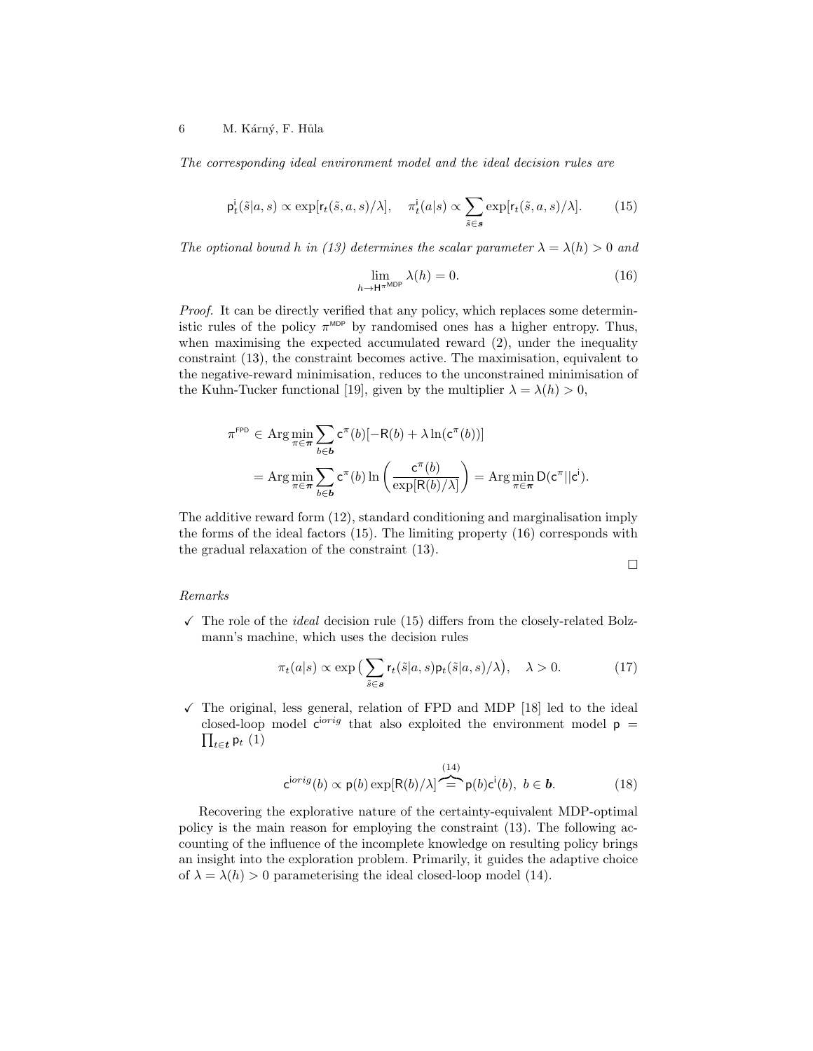*The corresponding ideal environment model and the ideal decision rules are*

$$\mathsf{p}^{\mathsf{i}}_t(\tilde{s}|a,s) \propto \exp[\mathsf{r}_t(\tilde{s},a,s)/\lambda], \quad \pi^{\mathsf{i}}_t(a|s) \propto \sum_{\tilde{s}\in\boldsymbol{s}} \exp[\mathsf{r}_t(\tilde{s},a,s)/\lambda]. \tag{15}$$

*The optional bound $h$ in (13) determines the scalar parameter $\lambda = \lambda(h) > 0$ and*

$$\lim_{h \to \mathsf{H}^{\pi^{\mathsf{MDP}}}} \lambda(h) = 0. \tag{16}$$

*Proof.* It can be directly verified that any policy, which replaces some deterministic rules of the policy $\pi^{\mathsf{MDP}}$ by randomised ones has a higher entropy. Thus, when maximising the expected accumulated reward (2), under the inequality constraint (13), the constraint becomes active. The maximisation, equivalent to the negative-reward minimisation, reduces to the unconstrained minimisation of the Kuhn-Tucker functional [19], given by the multiplier $\lambda = \lambda(h) > 0$,

$$\begin{aligned}
\pi^{\mathsf{FPD}} &\in \operatorname{Arg}\min_{\pi\in\boldsymbol{\pi}} \sum_{b\in\boldsymbol{b}} \mathsf{c}^{\pi}(b)[-\mathsf{R}(b) + \lambda \ln(\mathsf{c}^{\pi}(b))] \\
&= \operatorname{Arg}\min_{\pi\in\boldsymbol{\pi}} \sum_{b\in\boldsymbol{b}} \mathsf{c}^{\pi}(b) \ln\left(\frac{\mathsf{c}^{\pi}(b)}{\exp[\mathsf{R}(b)/\lambda]}\right) = \operatorname{Arg}\min_{\pi\in\boldsymbol{\pi}} \mathsf{D}(\mathsf{c}^{\pi}||\mathsf{c}^{\mathsf{i}}).
\end{aligned}$$

The additive reward form (12), standard conditioning and marginalisation imply the forms of the ideal factors (15). The limiting property (16) corresponds with the gradual relaxation of the constraint (13).

□

*Remarks*

- ✓ The role of the *ideal* decision rule (15) differs from the closely-related Bolzmann's machine, which uses the decision rules

$$\pi_t(a|s) \propto \exp\big(\sum_{\tilde{s}\in\boldsymbol{s}} \mathsf{r}_t(\tilde{s}|a,s)\mathsf{p}_t(\tilde{s}|a,s)/\lambda\big), \quad \lambda > 0. \tag{17}$$

- ✓ The original, less general, relation of FPD and MDP [18] led to the ideal closed-loop model $\mathsf{c}^{\mathsf{i}orig}$ that also exploited the environment model $\mathsf{p} = \prod_{t\in\boldsymbol{t}} \mathsf{p}_t$ (1)

$$\mathsf{c}^{\mathsf{i}orig}(b) \propto \mathsf{p}(b)\exp[\mathsf{R}(b)/\lambda] \overbrace{=}^{(14)} \mathsf{p}(b)\mathsf{c}^{\mathsf{i}}(b), \; b \in \boldsymbol{b}. \tag{18}$$

Recovering the explorative nature of the certainty-equivalent MDP-optimal policy is the main reason for employing the constraint (13). The following accounting of the influence of the incomplete knowledge on resulting policy brings an insight into the exploration problem. Primarily, it guides the adaptive choice of $\lambda = \lambda(h) > 0$ parameterising the ideal closed-loop model (14).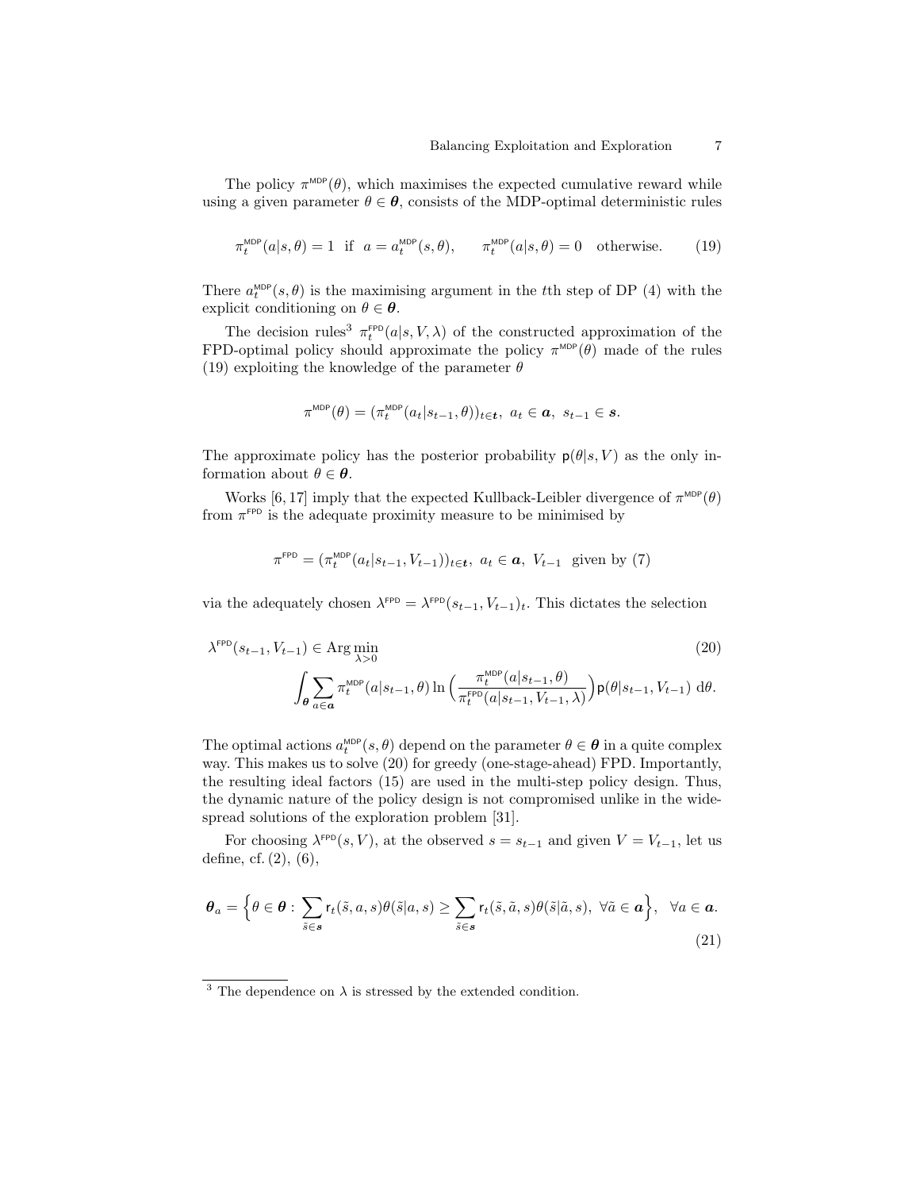The policy $\pi^{\mathsf{MDP}}(\theta)$, which maximises the expected cumulative reward while using a given parameter $\theta \in \boldsymbol{\theta}$, consists of the MDP-optimal deterministic rules

$$\pi_t^{\mathsf{MDP}}(a|s,\theta) = 1 \;\text{ if }\; a = a_t^{\mathsf{MDP}}(s,\theta), \qquad \pi_t^{\mathsf{MDP}}(a|s,\theta) = 0 \;\;\text{ otherwise.} \tag{19}$$

There $a_t^{\mathsf{MDP}}(s,\theta)$ is the maximising argument in the $t$th step of DP (4) with the explicit conditioning on $\theta \in \boldsymbol{\theta}$.

The decision rules[3] $\pi_t^{\mathsf{FPD}}(a|s,V,\lambda)$ of the constructed approximation of the FPD-optimal policy should approximate the policy $\pi^{\mathsf{MDP}}(\theta)$ made of the rules (19) exploiting the knowledge of the parameter $\theta$

$$\pi^{\mathsf{MDP}}(\theta) = (\pi_t^{\mathsf{MDP}}(a_t|s_{t-1},\theta))_{t\in\boldsymbol{t}},\; a_t \in \boldsymbol{a},\; s_{t-1} \in \boldsymbol{s}.$$

The approximate policy has the posterior probability $\mathsf{p}(\theta|s,V)$ as the only information about $\theta \in \boldsymbol{\theta}$.

Works [6, 17] imply that the expected Kullback-Leibler divergence of $\pi^{\mathsf{MDP}}(\theta)$ from $\pi^{\mathsf{FPD}}$ is the adequate proximity measure to be minimised by

$$\pi^{\mathsf{FPD}} = (\pi_t^{\mathsf{MDP}}(a_t|s_{t-1},V_{t-1}))_{t\in\boldsymbol{t}},\; a_t \in \boldsymbol{a},\; V_{t-1} \;\text{ given by (7)}$$

via the adequately chosen $\lambda^{\mathsf{FPD}} = \lambda^{\mathsf{FPD}}(s_{t-1},V_{t-1})_t$. This dictates the selection

$$\lambda^{\mathsf{FPD}}(s_{t-1},V_{t-1}) \in \operatorname{Arg}\min_{\lambda>0} \int_{\boldsymbol{\theta}} \sum_{a\in\boldsymbol{a}} \pi_t^{\mathsf{MDP}}(a|s_{t-1},\theta) \ln\left(\frac{\pi_t^{\mathsf{MDP}}(a|s_{t-1},\theta)}{\pi_t^{\mathsf{FPD}}(a|s_{t-1},V_{t-1},\lambda)}\right) \mathsf{p}(\theta|s_{t-1},V_{t-1})\; \mathrm{d}\theta. \tag{20}$$

The optimal actions $a_t^{\mathsf{MDP}}(s,\theta)$ depend on the parameter $\theta \in \boldsymbol{\theta}$ in a quite complex way. This makes us to solve (20) for greedy (one-stage-ahead) FPD. Importantly, the resulting ideal factors (15) are used in the multi-step policy design. Thus, the dynamic nature of the policy design is not compromised unlike in the widespread solutions of the exploration problem [31].

For choosing $\lambda^{\mathsf{FPD}}(s,V)$, at the observed $s = s_{t-1}$ and given $V = V_{t-1}$, let us define, cf. (2), (6),

$$\boldsymbol{\theta}_a = \Big\{\theta \in \boldsymbol{\theta} : \sum_{\tilde{s}\in\boldsymbol{s}} \mathsf{r}_t(\tilde{s},a,s)\theta(\tilde{s}|a,s) \geq \sum_{\tilde{s}\in\boldsymbol{s}} \mathsf{r}_t(\tilde{s},\tilde{a},s)\theta(\tilde{s}|\tilde{a},s),\; \forall \tilde{a} \in \boldsymbol{a}\Big\}, \quad \forall a \in \boldsymbol{a}. \tag{21}$$

---

[3] The dependence on $\lambda$ is stressed by the extended condition.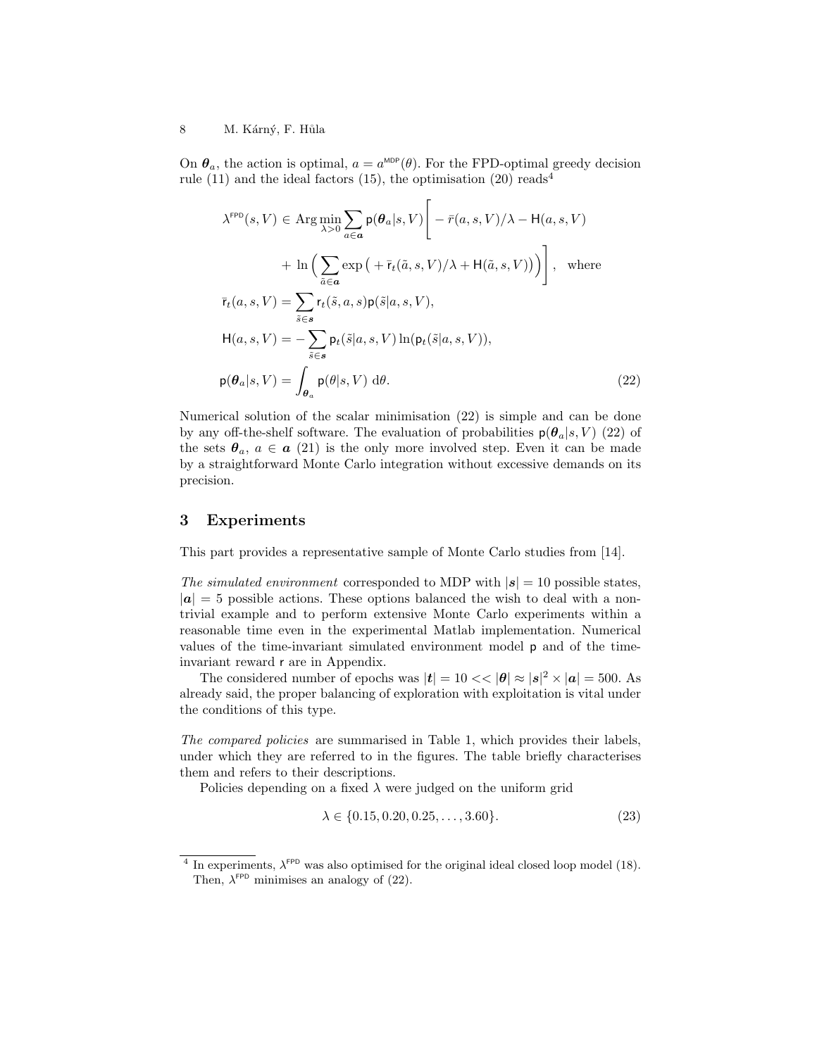On $\boldsymbol{\theta}_a$, the action is optimal, $a = a^{\mathsf{MDP}}(\theta)$. For the FPD-optimal greedy decision rule (11) and the ideal factors (15), the optimisation (20) reads[4]

$$
\begin{aligned}
\lambda^{\mathsf{FPD}}(s,V) &\in \operatorname{Arg}\min_{\lambda>0} \sum_{a\in\boldsymbol{a}} \mathsf{p}(\boldsymbol{\theta}_a|s,V)\Bigg[-\bar{r}(a,s,V)/\lambda - \mathsf{H}(a,s,V) \\
&\qquad + \ln\Big(\sum_{\tilde{a}\in\boldsymbol{a}} \exp\big(+\bar{\mathsf{r}}_t(\tilde{a},s,V)/\lambda + \mathsf{H}(\tilde{a},s,V)\big)\Big)\Bigg], \quad \text{where} \\
\bar{\mathsf{r}}_t(a,s,V) &= \sum_{\tilde{s}\in\boldsymbol{s}} \mathsf{r}_t(\tilde{s},a,s)\mathsf{p}(\tilde{s}|a,s,V), \\
\mathsf{H}(a,s,V) &= -\sum_{\tilde{s}\in\boldsymbol{s}} \mathsf{p}_t(\tilde{s}|a,s,V)\ln(\mathsf{p}_t(\tilde{s}|a,s,V)), \\
\mathsf{p}(\boldsymbol{\theta}_a|s,V) &= \int_{\boldsymbol{\theta}_a} \mathsf{p}(\theta|s,V)\ \mathrm{d}\theta. 
\end{aligned}
\tag{22}
$$

Numerical solution of the scalar minimisation (22) is simple and can be done by any off-the-shelf software. The evaluation of probabilities $\mathsf{p}(\boldsymbol{\theta}_a|s,V)$ (22) of the sets $\boldsymbol{\theta}_a$, $a \in \boldsymbol{a}$ (21) is the only more involved step. Even it can be made by a straightforward Monte Carlo integration without excessive demands on its precision.

## 3 Experiments

This part provides a representative sample of Monte Carlo studies from [14].

*The simulated environment* corresponded to MDP with $|\boldsymbol{s}| = 10$ possible states, $|\boldsymbol{a}| = 5$ possible actions. These options balanced the wish to deal with a non-trivial example and to perform extensive Monte Carlo experiments within a reasonable time even in the experimental Matlab implementation. Numerical values of the time-invariant simulated environment model $\mathsf{p}$ and of the time-invariant reward $\mathsf{r}$ are in Appendix.

The considered number of epochs was $|\boldsymbol{t}| = 10 << |\boldsymbol{\theta}| \approx |\boldsymbol{s}|^2 \times |\boldsymbol{a}| = 500$. As already said, the proper balancing of exploration with exploitation is vital under the conditions of this type.

*The compared policies* are summarised in Table 1, which provides their labels, under which they are referred to in the figures. The table briefly characterises them and refers to their descriptions.

Policies depending on a fixed $\lambda$ were judged on the uniform grid

$$\lambda \in \{0.15, 0.20, 0.25, \ldots, 3.60\}. \tag{23}$$

[4] In experiments, $\lambda^{\mathsf{FPD}}$ was also optimised for the original ideal closed loop model (18). Then, $\lambda^{\mathsf{FPD}}$ minimises an analogy of (22).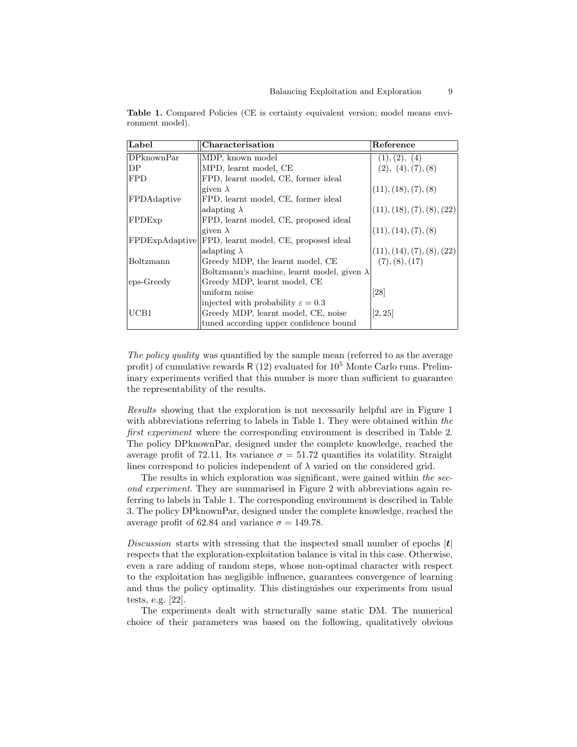**Table 1.** Compared Policies (CE is certainty equivalent version; model means environment model).

| Label | Characterisation | Reference |
|---|---|---|
| DPknownPar | MDP, known model | (1), (2), (4) |
| DP | MPD, learnt model, CE | (2), (4), (7), (8) |
| FPD | FPD, learnt model, CE, former ideal given $\lambda$ | (11), (18), (7), (8) |
| FPDAdaptive | FPD, learnt model, CE, former ideal adapting $\lambda$ | (11), (18), (7), (8), (22) |
| FPDExp | FPD, learnt model, CE, proposed ideal given $\lambda$ | (11), (14), (7), (8) |
| FPDExpAdaptive | FPD, learnt model, CE, proposed ideal adapting $\lambda$ | (11), (14), (7), (8), (22) |
| Boltzmann | Greedy MDP, the learnt model, CE Boltzmann's machine, learnt model, given $\lambda$ | (7), (8), (17) |
| eps-Greedy | Greedy MDP, learnt model, CE uniform noise injected with probability $\varepsilon = 0.3$ | [28] |
| UCB1 | Greedy MDP, learnt model, CE, noise tuned according upper confidence bound | [2, 25] |

*The policy quality* was quantified by the sample mean (referred to as the average profit) of cumulative rewards $\mathsf{R}$ (12) evaluated for $10^5$ Monte Carlo runs. Preliminary experiments verified that this number is more than sufficient to guarantee the representability of the results.

*Results* showing that the exploration is not necessarily helpful are in Figure 1 with abbreviations referring to labels in Table 1. They were obtained within *the first experiment* where the corresponding environment is described in Table 2. The policy DPknownPar, designed under the complete knowledge, reached the average profit of 72.11. Its variance $\sigma = 51.72$ quantifies its volatility. Straight lines correspond to policies independent of $\lambda$ varied on the considered grid.

The results in which exploration was significant, were gained within *the second experiment*. They are summarised in Figure 2 with abbreviations again referring to labels in Table 1. The corresponding environment is described in Table 3. The policy DPknownPar, designed under the complete knowledge, reached the average profit of 62.84 and variance $\sigma = 149.78$.

*Discussion* starts with stressing that the inspected small number of epochs $|\boldsymbol{t}|$ respects that the exploration-exploitation balance is vital in this case. Otherwise, even a rare adding of random steps, whose non-optimal character with respect to the exploitation has negligible influence, guarantees convergence of learning and thus the policy optimality. This distinguishes our experiments from usual tests, e.g. [22].

The experiments dealt with structurally same static DM. The numerical choice of their parameters was based on the following, qualitatively obvious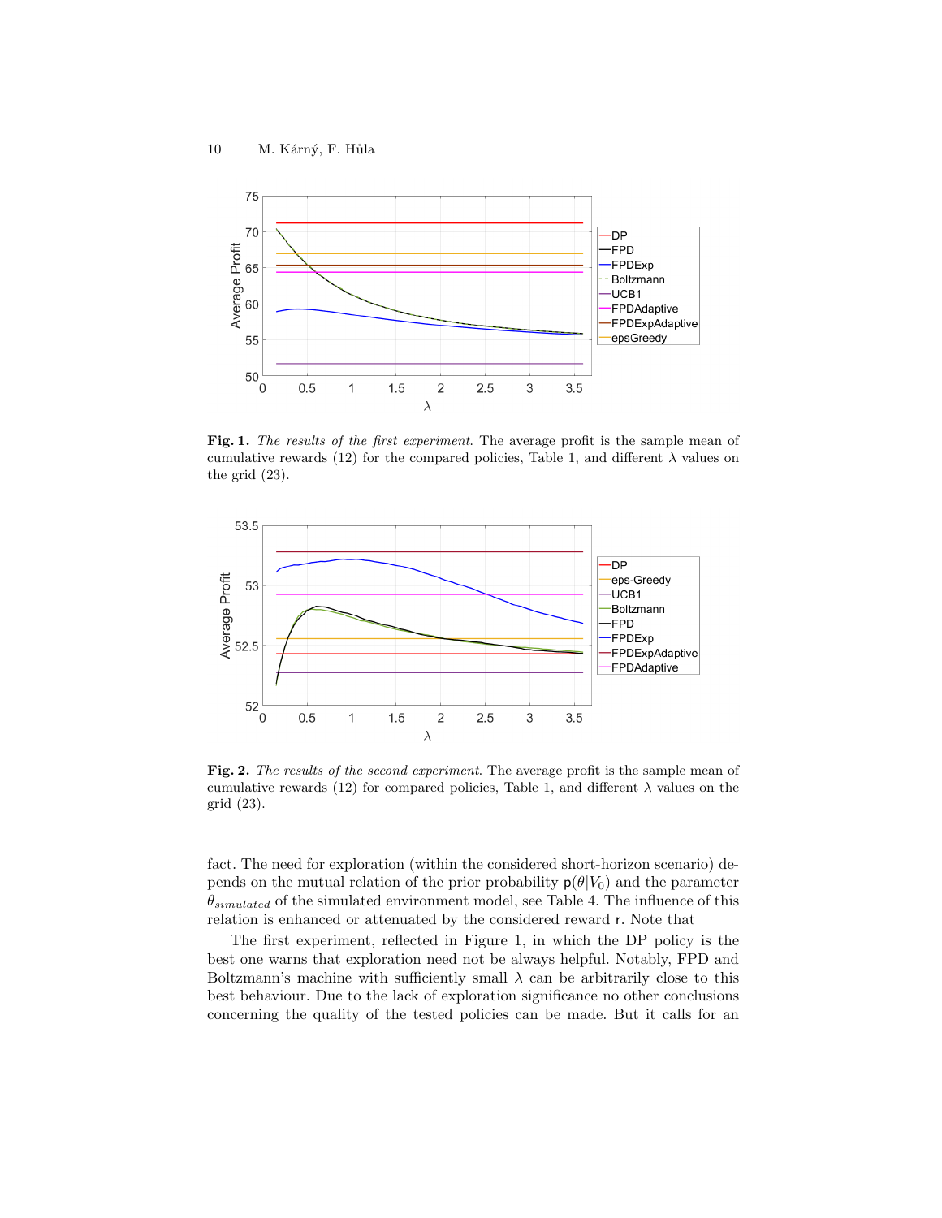**Fig. 1.** *The results of the first experiment.* The average profit is the sample mean of cumulative rewards (12) for the compared policies, Table 1, and different $\lambda$ values on the grid (23).

**Fig. 2.** *The results of the second experiment.* The average profit is the sample mean of cumulative rewards (12) for compared policies, Table 1, and different $\lambda$ values on the grid (23).

fact. The need for exploration (within the considered short-horizon scenario) depends on the mutual relation of the prior probability $\mathsf{p}(\theta|V_0)$ and the parameter $\theta_{simulated}$ of the simulated environment model, see Table 4. The influence of this relation is enhanced or attenuated by the considered reward $\mathsf{r}$. Note that

The first experiment, reflected in Figure 1, in which the DP policy is the best one warns that exploration need not be always helpful. Notably, FPD and Boltzmann's machine with sufficiently small $\lambda$ can be arbitrarily close to this best behaviour. Due to the lack of exploration significance no other conclusions concerning the quality of the tested policies can be made. But it calls for an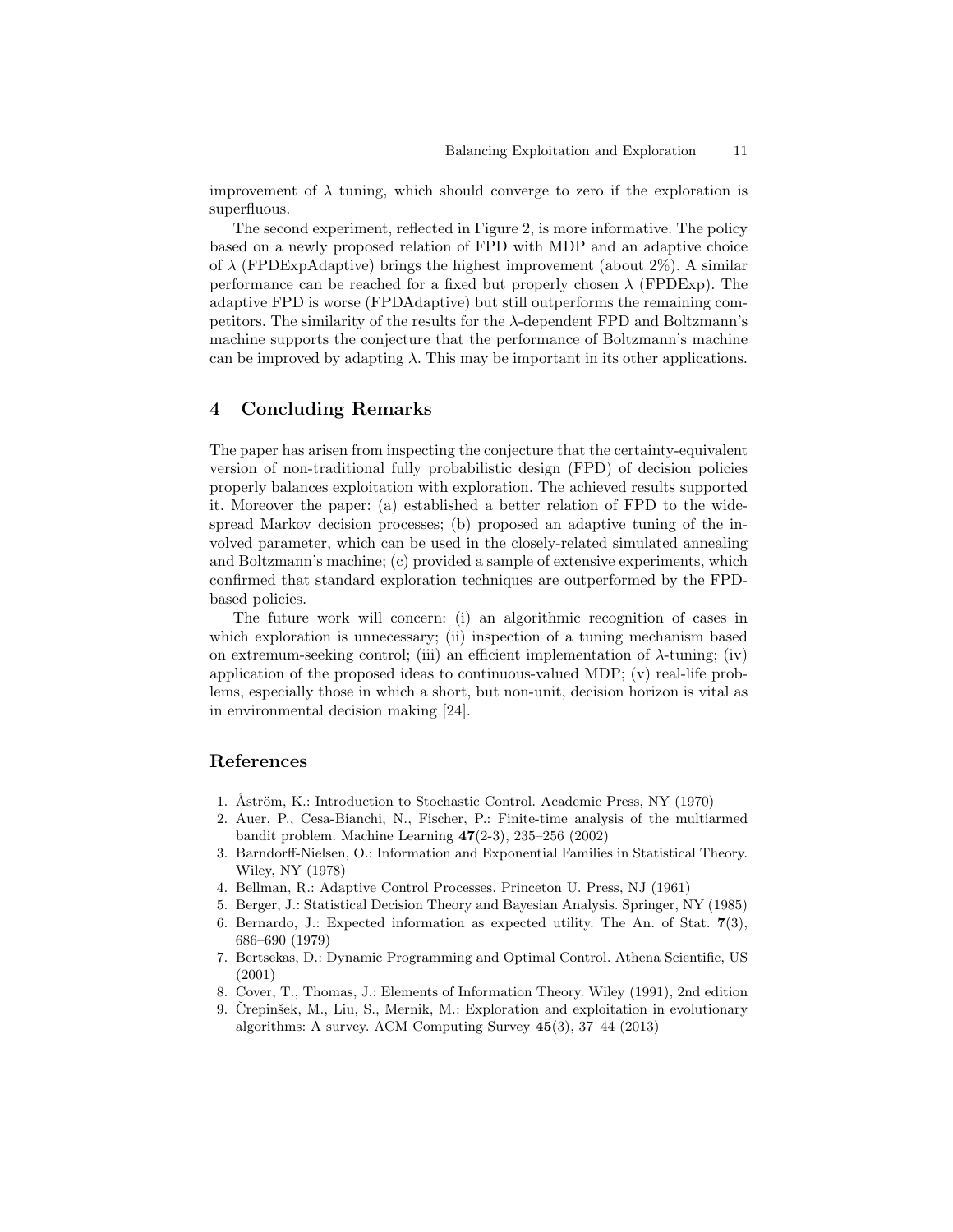improvement of $\lambda$ tuning, which should converge to zero if the exploration is superfluous.

The second experiment, reflected in Figure 2, is more informative. The policy based on a newly proposed relation of FPD with MDP and an adaptive choice of $\lambda$ (FPDExpAdaptive) brings the highest improvement (about 2%). A similar performance can be reached for a fixed but properly chosen $\lambda$ (FPDExp). The adaptive FPD is worse (FPDAdaptive) but still outperforms the remaining competitors. The similarity of the results for the $\lambda$-dependent FPD and Boltzmann's machine supports the conjecture that the performance of Boltzmann's machine can be improved by adapting $\lambda$. This may be important in its other applications.

## 4 Concluding Remarks

The paper has arisen from inspecting the conjecture that the certainty-equivalent version of non-traditional fully probabilistic design (FPD) of decision policies properly balances exploitation with exploration. The achieved results supported it. Moreover the paper: (a) established a better relation of FPD to the widespread Markov decision processes; (b) proposed an adaptive tuning of the involved parameter, which can be used in the closely-related simulated annealing and Boltzmann's machine; (c) provided a sample of extensive experiments, which confirmed that standard exploration techniques are outperformed by the FPD-based policies.

The future work will concern: (i) an algorithmic recognition of cases in which exploration is unnecessary; (ii) inspection of a tuning mechanism based on extremum-seeking control; (iii) an efficient implementation of $\lambda$-tuning; (iv) application of the proposed ideas to continuous-valued MDP; (v) real-life problems, especially those in which a short, but non-unit, decision horizon is vital as in environmental decision making [24].

## References

1. Åström, K.: Introduction to Stochastic Control. Academic Press, NY (1970)
2. Auer, P., Cesa-Bianchi, N., Fischer, P.: Finite-time analysis of the multiarmed bandit problem. Machine Learning **47**(2-3), 235–256 (2002)
3. Barndorff-Nielsen, O.: Information and Exponential Families in Statistical Theory. Wiley, NY (1978)
4. Bellman, R.: Adaptive Control Processes. Princeton U. Press, NJ (1961)
5. Berger, J.: Statistical Decision Theory and Bayesian Analysis. Springer, NY (1985)
6. Bernardo, J.: Expected information as expected utility. The An. of Stat. **7**(3), 686–690 (1979)
7. Bertsekas, D.: Dynamic Programming and Optimal Control. Athena Scientific, US (2001)
8. Cover, T., Thomas, J.: Elements of Information Theory. Wiley (1991), 2nd edition
9. Črepinšek, M., Liu, S., Mernik, M.: Exploration and exploitation in evolutionary algorithms: A survey. ACM Computing Survey **45**(3), 37–44 (2013)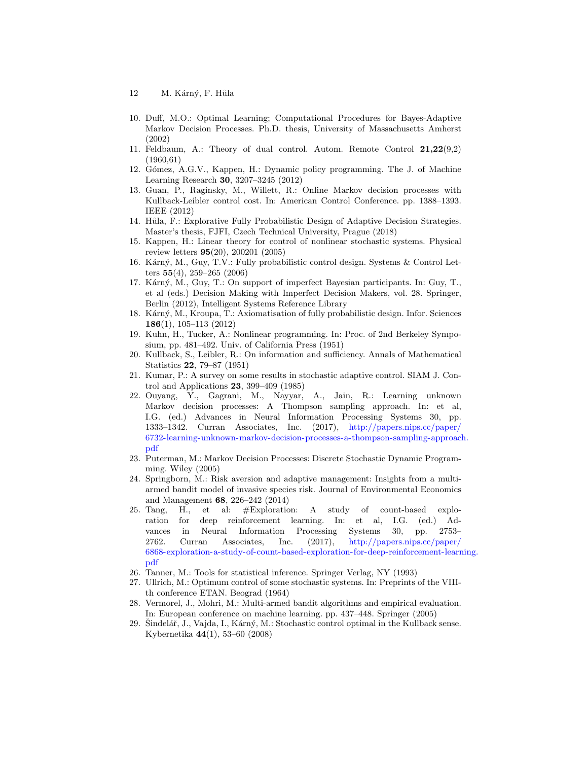10. Duff, M.O.: Optimal Learning; Computational Procedures for Bayes-Adaptive Markov Decision Processes. Ph.D. thesis, University of Massachusetts Amherst (2002)
11. Feldbaum, A.: Theory of dual control. Autom. Remote Control **21,22**(9,2) (1960,61)
12. Gómez, A.G.V., Kappen, H.: Dynamic policy programming. The J. of Machine Learning Research **30**, 3207–3245 (2012)
13. Guan, P., Raginsky, M., Willett, R.: Online Markov decision processes with Kullback-Leibler control cost. In: American Control Conference. pp. 1388–1393. IEEE (2012)
14. Hůla, F.: Explorative Fully Probabilistic Design of Adaptive Decision Strategies. Master's thesis, FJFI, Czech Technical University, Prague (2018)
15. Kappen, H.: Linear theory for control of nonlinear stochastic systems. Physical review letters **95**(20), 200201 (2005)
16. Kárný, M., Guy, T.V.: Fully probabilistic control design. Systems & Control Letters **55**(4), 259–265 (2006)
17. Kárný, M., Guy, T.: On support of imperfect Bayesian participants. In: Guy, T., et al (eds.) Decision Making with Imperfect Decision Makers, vol. 28. Springer, Berlin (2012), Intelligent Systems Reference Library
18. Kárný, M., Kroupa, T.: Axiomatisation of fully probabilistic design. Infor. Sciences **186**(1), 105–113 (2012)
19. Kuhn, H., Tucker, A.: Nonlinear programming. In: Proc. of 2nd Berkeley Symposium, pp. 481–492. Univ. of California Press (1951)
20. Kullback, S., Leibler, R.: On information and sufficiency. Annals of Mathematical Statistics **22**, 79–87 (1951)
21. Kumar, P.: A survey on some results in stochastic adaptive control. SIAM J. Control and Applications **23**, 399–409 (1985)
22. Ouyang, Y., Gagrani, M., Nayyar, A., Jain, R.: Learning unknown Markov decision processes: A Thompson sampling approach. In: et al, I.G. (ed.) Advances in Neural Information Processing Systems 30, pp. 1333–1342. Curran Associates, Inc. (2017), http://papers.nips.cc/paper/6732-learning-unknown-markov-decision-processes-a-thompson-sampling-approach.pdf
23. Puterman, M.: Markov Decision Processes: Discrete Stochastic Dynamic Programming. Wiley (2005)
24. Springborn, M.: Risk aversion and adaptive management: Insights from a multi-armed bandit model of invasive species risk. Journal of Environmental Economics and Management **68**, 226–242 (2014)
25. Tang, H., et al: #Exploration: A study of count-based exploration for deep reinforcement learning. In: et al, I.G. (ed.) Advances in Neural Information Processing Systems 30, pp. 2753–2762. Curran Associates, Inc. (2017), http://papers.nips.cc/paper/6868-exploration-a-study-of-count-based-exploration-for-deep-reinforcement-learning.pdf
26. Tanner, M.: Tools for statistical inference. Springer Verlag, NY (1993)
27. Ullrich, M.: Optimum control of some stochastic systems. In: Preprints of the VIII-th conference ETAN. Beograd (1964)
28. Vermorel, J., Mohri, M.: Multi-armed bandit algorithms and empirical evaluation. In: European conference on machine learning. pp. 437–448. Springer (2005)
29. Šindelář, J., Vajda, I., Kárný, M.: Stochastic control optimal in the Kullback sense. Kybernetika **44**(1), 53–60 (2008)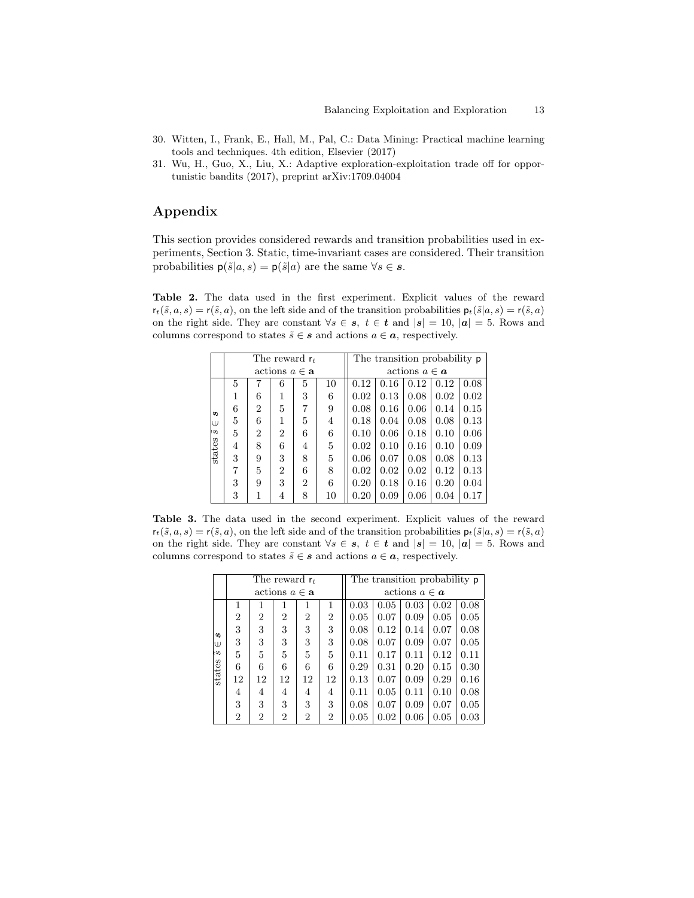30. Witten, I., Frank, E., Hall, M., Pal, C.: Data Mining: Practical machine learning tools and techniques. 4th edition, Elsevier (2017)
31. Wu, H., Guo, X., Liu, X.: Adaptive exploration-exploitation trade off for opportunistic bandits (2017), preprint arXiv:1709.04004

## Appendix

This section provides considered rewards and transition probabilities used in experiments, Section 3. Static, time-invariant cases are considered. Their transition probabilities $\mathsf{p}(\tilde{s}|a,s) = \mathsf{p}(\tilde{s}|a)$ are the same $\forall s \in \boldsymbol{s}$.

**Table 2.** The data used in the first experiment. Explicit values of the reward $\mathsf{r}_t(\tilde{s},a,s) = \mathsf{r}(\tilde{s},a)$, on the left side and of the transition probabilities $\mathsf{p}_t(\tilde{s}|a,s) = \mathsf{r}(\tilde{s},a)$ on the right side. They are constant $\forall s \in \boldsymbol{s},\ t \in \boldsymbol{t}$ and $|\boldsymbol{s}| = 10$, $|\boldsymbol{a}| = 5$. Rows and columns correspond to states $\tilde{s} \in \boldsymbol{s}$ and actions $a \in \boldsymbol{a}$, respectively.

| | The reward $\mathsf{r}_t$ actions $a \in \mathbf{a}$ | | | | | The transition probability $\mathsf{p}$ actions $a \in \boldsymbol{a}$ | | | | |
|---|---|---|---|---|---|---|---|---|---|---|
| states $\tilde{s} \in \boldsymbol{s}$ | 5 | 7 | 6 | 5 | 10 | 0.12 | 0.16 | 0.12 | 0.12 | 0.08 |
| | 1 | 6 | 1 | 3 | 6 | 0.02 | 0.13 | 0.08 | 0.02 | 0.02 |
| | 6 | 2 | 5 | 7 | 9 | 0.08 | 0.16 | 0.06 | 0.14 | 0.15 |
| | 5 | 6 | 1 | 5 | 4 | 0.18 | 0.04 | 0.08 | 0.08 | 0.13 |
| | 5 | 2 | 2 | 6 | 6 | 0.10 | 0.06 | 0.18 | 0.10 | 0.06 |
| | 4 | 8 | 6 | 4 | 5 | 0.02 | 0.10 | 0.16 | 0.10 | 0.09 |
| | 3 | 9 | 3 | 8 | 5 | 0.06 | 0.07 | 0.08 | 0.08 | 0.13 |
| | 7 | 5 | 2 | 6 | 8 | 0.02 | 0.02 | 0.02 | 0.12 | 0.13 |
| | 3 | 9 | 3 | 2 | 6 | 0.20 | 0.18 | 0.16 | 0.20 | 0.04 |
| | 3 | 1 | 4 | 8 | 10 | 0.20 | 0.09 | 0.06 | 0.04 | 0.17 |

**Table 3.** The data used in the second experiment. Explicit values of the reward $\mathsf{r}_t(\tilde{s},a,s) = \mathsf{r}(\tilde{s},a)$, on the left side and of the transition probabilities $\mathsf{p}_t(\tilde{s}|a,s) = \mathsf{r}(\tilde{s},a)$ on the right side. They are constant $\forall s \in \boldsymbol{s},\ t \in \boldsymbol{t}$ and $|\boldsymbol{s}| = 10$, $|\boldsymbol{a}| = 5$. Rows and columns correspond to states $\tilde{s} \in \boldsymbol{s}$ and actions $a \in \boldsymbol{a}$, respectively.

| | The reward $\mathsf{r}_t$ actions $a \in \mathbf{a}$ | | | | | The transition probability $\mathsf{p}$ actions $a \in \boldsymbol{a}$ | | | | |
|---|---|---|---|---|---|---|---|---|---|---|
| states $\tilde{s} \in \boldsymbol{s}$ | 1 | 1 | 1 | 1 | 1 | 0.03 | 0.05 | 0.03 | 0.02 | 0.08 |
| | 2 | 2 | 2 | 2 | 2 | 0.05 | 0.07 | 0.09 | 0.05 | 0.05 |
| | 3 | 3 | 3 | 3 | 3 | 0.08 | 0.12 | 0.14 | 0.07 | 0.08 |
| | 3 | 3 | 3 | 3 | 3 | 0.08 | 0.07 | 0.09 | 0.07 | 0.05 |
| | 5 | 5 | 5 | 5 | 5 | 0.11 | 0.17 | 0.11 | 0.12 | 0.11 |
| | 6 | 6 | 6 | 6 | 6 | 0.29 | 0.31 | 0.20 | 0.15 | 0.30 |
| | 12 | 12 | 12 | 12 | 12 | 0.13 | 0.07 | 0.09 | 0.29 | 0.16 |
| | 4 | 4 | 4 | 4 | 4 | 0.11 | 0.05 | 0.11 | 0.10 | 0.08 |
| | 3 | 3 | 3 | 3 | 3 | 0.08 | 0.07 | 0.09 | 0.07 | 0.05 |
| | 2 | 2 | 2 | 2 | 2 | 0.05 | 0.02 | 0.06 | 0.05 | 0.03 |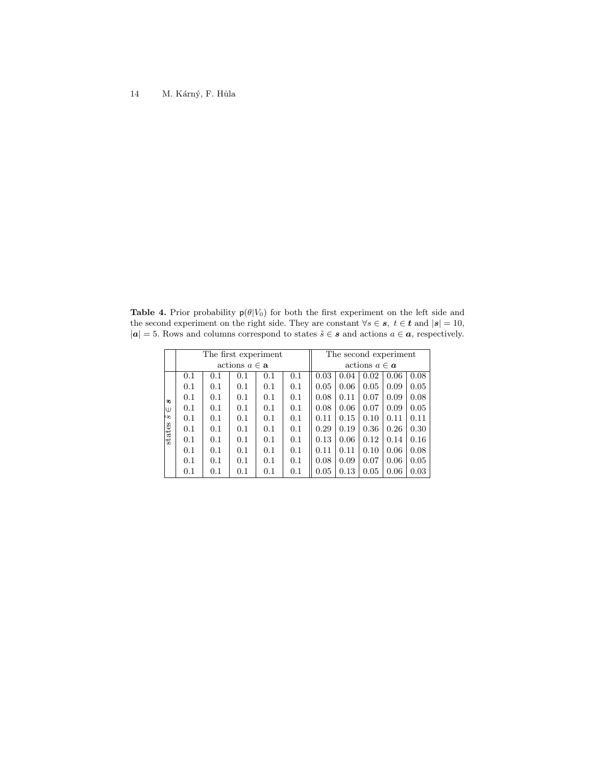**Table 4.** Prior probability $\mathsf{p}(\theta|V_0)$ for both the first experiment on the left side and the second experiment on the right side. They are constant $\forall s \in \boldsymbol{s},\ t \in \boldsymbol{t}$ and $|\boldsymbol{s}| = 10$, $|\boldsymbol{a}| = 5$. Rows and columns correspond to states $\tilde{s} \in \boldsymbol{s}$ and actions $a \in \boldsymbol{a}$, respectively.

| | The first experiment actions $a \in \mathbf{a}$ | | | | | The second experiment actions $a \in \boldsymbol{a}$ | | | | |
|---|---|---|---|---|---|---|---|---|---|---|
| states $\tilde{s} \in \boldsymbol{s}$ | 0.1 | 0.1 | 0.1 | 0.1 | 0.1 | 0.03 | 0.04 | 0.02 | 0.06 | 0.08 |
| | 0.1 | 0.1 | 0.1 | 0.1 | 0.1 | 0.05 | 0.06 | 0.05 | 0.09 | 0.05 |
| | 0.1 | 0.1 | 0.1 | 0.1 | 0.1 | 0.08 | 0.11 | 0.07 | 0.09 | 0.08 |
| | 0.1 | 0.1 | 0.1 | 0.1 | 0.1 | 0.08 | 0.06 | 0.07 | 0.09 | 0.05 |
| | 0.1 | 0.1 | 0.1 | 0.1 | 0.1 | 0.11 | 0.15 | 0.10 | 0.11 | 0.11 |
| | 0.1 | 0.1 | 0.1 | 0.1 | 0.1 | 0.29 | 0.19 | 0.36 | 0.26 | 0.30 |
| | 0.1 | 0.1 | 0.1 | 0.1 | 0.1 | 0.13 | 0.06 | 0.12 | 0.14 | 0.16 |
| | 0.1 | 0.1 | 0.1 | 0.1 | 0.1 | 0.11 | 0.11 | 0.10 | 0.06 | 0.08 |
| | 0.1 | 0.1 | 0.1 | 0.1 | 0.1 | 0.08 | 0.09 | 0.07 | 0.06 | 0.05 |
| | 0.1 | 0.1 | 0.1 | 0.1 | 0.1 | 0.05 | 0.13 | 0.05 | 0.06 | 0.03 |